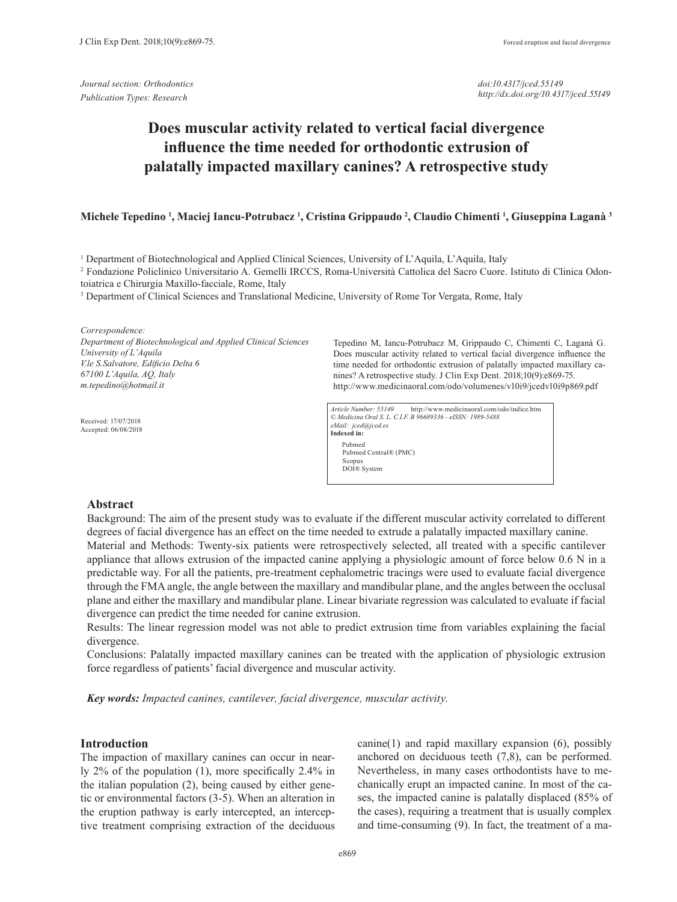*Journal section: Orthodontics*
*Publication Types: Research*

*doi:10.4317/jced.55149*
*http://dx.doi.org/10.4317/jced.55149*

# Does muscular activity related to vertical facial divergence influence the time needed for orthodontic extrusion of palatally impacted maxillary canines? A retrospective study

**Michele Tepedino [1], Maciej Iancu-Potrubacz [1], Cristina Grippaudo [2], Claudio Chimenti [1], Giuseppina Laganà [3]**

[1] Department of Biotechnological and Applied Clinical Sciences, University of L'Aquila, L'Aquila, Italy
[2] Fondazione Policlinico Universitario A. Gemelli IRCCS, Roma-Università Cattolica del Sacro Cuore. Istituto di Clinica Odontoiatrica e Chirurgia Maxillo-facciale, Rome, Italy
[3] Department of Clinical Sciences and Translational Medicine, University of Rome Tor Vergata, Rome, Italy

*Correspondence:*
*Department of Biotechnological and Applied Clinical Sciences*
*University of L'Aquila*
*V.le S.Salvatore, Edificio Delta 6*
*67100 L'Aquila, AQ, Italy*
*m.tepedino@hotmail.it*

Received: 17/07/2018
Accepted: 06/08/2018

Tepedino M, Iancu-Potrubacz M, Grippaudo C, Chimenti C, Laganà G. Does muscular activity related to vertical facial divergence influence the time needed for orthodontic extrusion of palatally impacted maxillary canines? A retrospective study. J Clin Exp Dent. 2018;10(9):e869-75.
http://www.medicinaoral.com/odo/volumenes/v10i9/jcedv10i9p869.pdf

*Article Number: 55149* http://www.medicinaoral.com/odo/indice.htm
*© Medicina Oral S. L. C.I.F. B 96689336 - eISSN: 1989-5488*
*eMail: jced@jced.es*
**Indexed in:**
Pubmed
Pubmed Central® (PMC)
Scopus
DOI® System

## Abstract

Background: The aim of the present study was to evaluate if the different muscular activity correlated to different degrees of facial divergence has an effect on the time needed to extrude a palatally impacted maxillary canine.

Material and Methods: Twenty-six patients were retrospectively selected, all treated with a specific cantilever appliance that allows extrusion of the impacted canine applying a physiologic amount of force below 0.6 N in a predictable way. For all the patients, pre-treatment cephalometric tracings were used to evaluate facial divergence through the FMA angle, the angle between the maxillary and mandibular plane, and the angles between the occlusal plane and either the maxillary and mandibular plane. Linear bivariate regression was calculated to evaluate if facial divergence can predict the time needed for canine extrusion.

Results: The linear regression model was not able to predict extrusion time from variables explaining the facial divergence.

Conclusions: Palatally impacted maxillary canines can be treated with the application of physiologic extrusion force regardless of patients' facial divergence and muscular activity.

***Key words:*** *Impacted canines, cantilever, facial divergence, muscular activity.*

## Introduction

The impaction of maxillary canines can occur in nearly 2% of the population (1), more specifically 2.4% in the italian population (2), being caused by either genetic or environmental factors (3-5). When an alteration in the eruption pathway is early intercepted, an interceptive treatment comprising extraction of the deciduous canine(1) and rapid maxillary expansion (6), possibly anchored on deciduous teeth (7,8), can be performed. Nevertheless, in many cases orthodontists have to mechanically erupt an impacted canine. In most of the cases, the impacted canine is palatally displaced (85% of the cases), requiring a treatment that is usually complex and time-consuming (9). In fact, the treatment of a ma-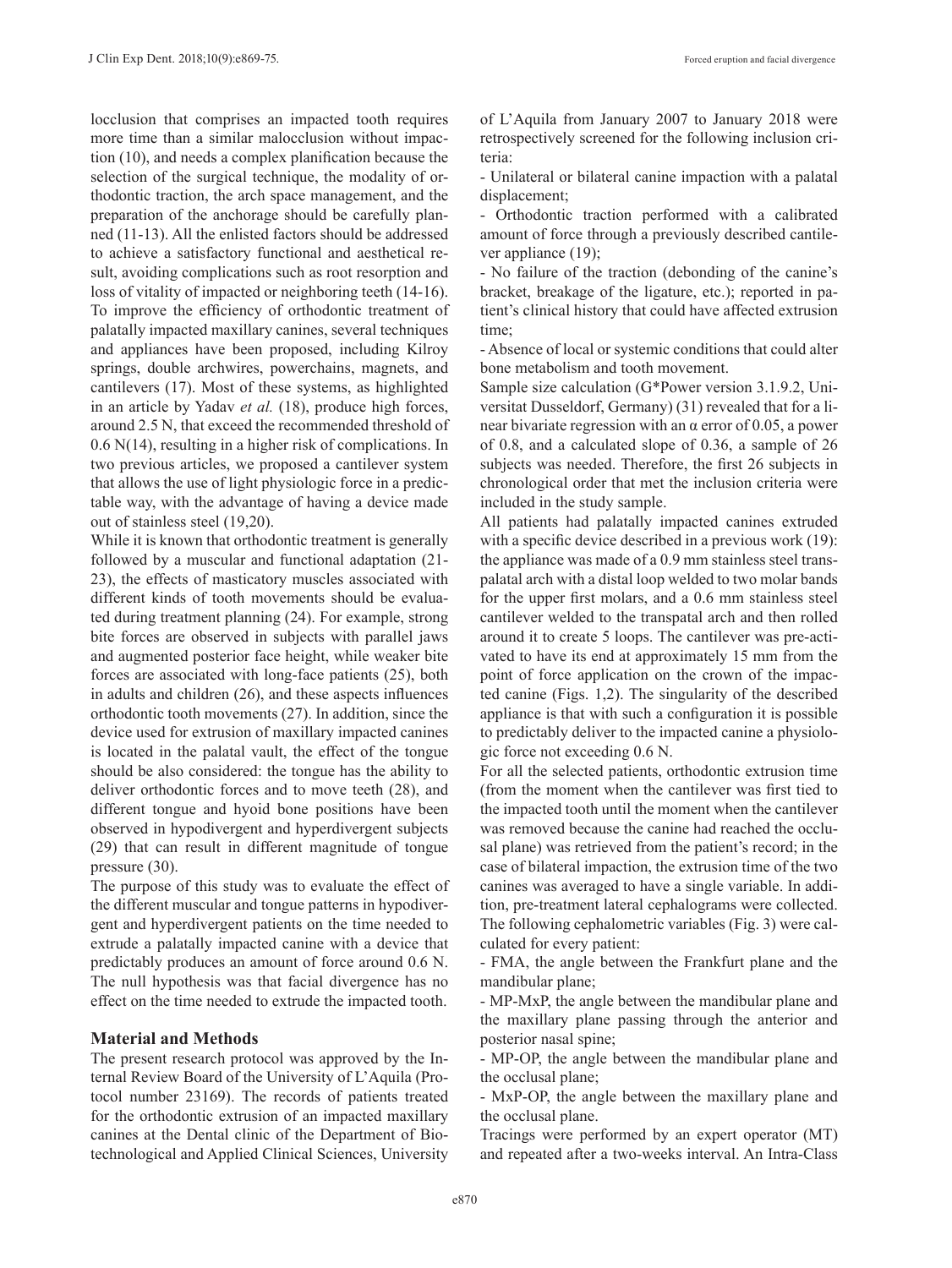locclusion that comprises an impacted tooth requires more time than a similar malocclusion without impaction (10), and needs a complex planification because the selection of the surgical technique, the modality of orthodontic traction, the arch space management, and the preparation of the anchorage should be carefully planned (11-13). All the enlisted factors should be addressed to achieve a satisfactory functional and aesthetical result, avoiding complications such as root resorption and loss of vitality of impacted or neighboring teeth (14-16). To improve the efficiency of orthodontic treatment of palatally impacted maxillary canines, several techniques and appliances have been proposed, including Kilroy springs, double archwires, powerchains, magnets, and cantilevers (17). Most of these systems, as highlighted in an article by Yadav *et al.* (18), produce high forces, around 2.5 N, that exceed the recommended threshold of 0.6 N(14), resulting in a higher risk of complications. In two previous articles, we proposed a cantilever system that allows the use of light physiologic force in a predictable way, with the advantage of having a device made out of stainless steel (19,20).

While it is known that orthodontic treatment is generally followed by a muscular and functional adaptation (21-23), the effects of masticatory muscles associated with different kinds of tooth movements should be evaluated during treatment planning (24). For example, strong bite forces are observed in subjects with parallel jaws and augmented posterior face height, while weaker bite forces are associated with long-face patients (25), both in adults and children (26), and these aspects influences orthodontic tooth movements (27). In addition, since the device used for extrusion of maxillary impacted canines is located in the palatal vault, the effect of the tongue should be also considered: the tongue has the ability to deliver orthodontic forces and to move teeth (28), and different tongue and hyoid bone positions have been observed in hypodivergent and hyperdivergent subjects (29) that can result in different magnitude of tongue pressure (30).

The purpose of this study was to evaluate the effect of the different muscular and tongue patterns in hypodivergent and hyperdivergent patients on the time needed to extrude a palatally impacted canine with a device that predictably produces an amount of force around 0.6 N. The null hypothesis was that facial divergence has no effect on the time needed to extrude the impacted tooth.

## Material and Methods

The present research protocol was approved by the Internal Review Board of the University of L'Aquila (Protocol number 23169). The records of patients treated for the orthodontic extrusion of an impacted maxillary canines at the Dental clinic of the Department of Biotechnological and Applied Clinical Sciences, University of L'Aquila from January 2007 to January 2018 were retrospectively screened for the following inclusion criteria:

- Unilateral or bilateral canine impaction with a palatal displacement;
- Orthodontic traction performed with a calibrated amount of force through a previously described cantilever appliance (19);
- No failure of the traction (debonding of the canine's bracket, breakage of the ligature, etc.); reported in patient's clinical history that could have affected extrusion time;
- Absence of local or systemic conditions that could alter bone metabolism and tooth movement.

Sample size calculation (G*Power version 3.1.9.2, Universitat Dusseldorf, Germany) (31) revealed that for a linear bivariate regression with an α error of 0.05, a power of 0.8, and a calculated slope of 0.36, a sample of 26 subjects was needed. Therefore, the first 26 subjects in chronological order that met the inclusion criteria were included in the study sample.

All patients had palatally impacted canines extruded with a specific device described in a previous work (19): the appliance was made of a 0.9 mm stainless steel transpalatal arch with a distal loop welded to two molar bands for the upper first molars, and a 0.6 mm stainless steel cantilever welded to the transpatal arch and then rolled around it to create 5 loops. The cantilever was pre-activated to have its end at approximately 15 mm from the point of force application on the crown of the impacted canine (Figs. 1,2). The singularity of the described appliance is that with such a configuration it is possible to predictably deliver to the impacted canine a physiologic force not exceeding 0.6 N.

For all the selected patients, orthodontic extrusion time (from the moment when the cantilever was first tied to the impacted tooth until the moment when the cantilever was removed because the canine had reached the occlusal plane) was retrieved from the patient's record; in the case of bilateral impaction, the extrusion time of the two canines was averaged to have a single variable. In addition, pre-treatment lateral cephalograms were collected. The following cephalometric variables (Fig. 3) were calculated for every patient:

- FMA, the angle between the Frankfurt plane and the mandibular plane;
- MP-MxP, the angle between the mandibular plane and the maxillary plane passing through the anterior and posterior nasal spine;
- MP-OP, the angle between the mandibular plane and the occlusal plane;
- MxP-OP, the angle between the maxillary plane and the occlusal plane.

Tracings were performed by an expert operator (MT) and repeated after a two-weeks interval. An Intra-Class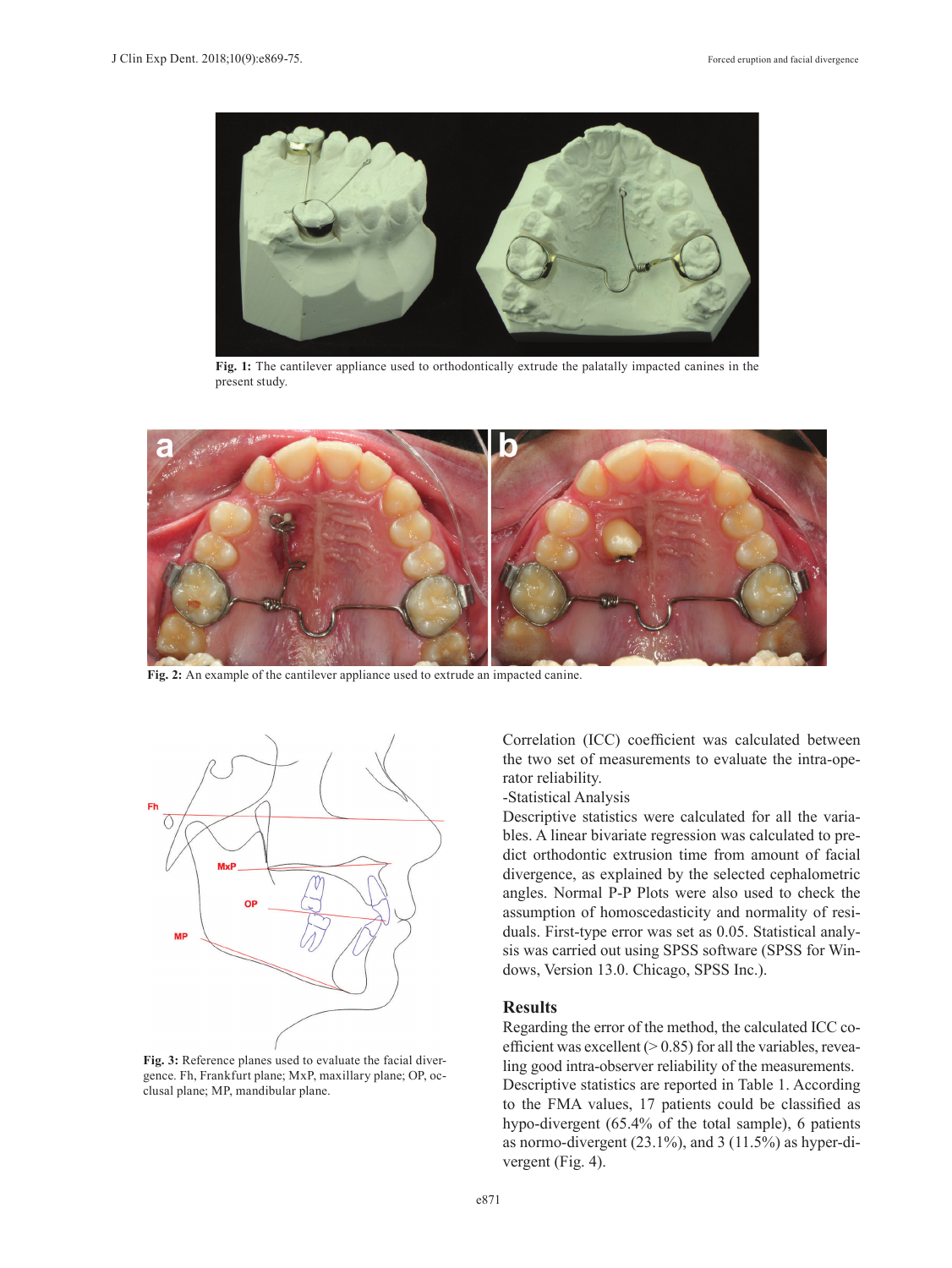Fig. 1: The cantilever appliance used to orthodontically extrude the palatally impacted canines in the present study.

Fig. 2: An example of the cantilever appliance used to extrude an impacted canine.

Fig. 3: Reference planes used to evaluate the facial divergence. Fh, Frankfurt plane; MxP, maxillary plane; OP, occlusal plane; MP, mandibular plane.

Correlation (ICC) coefficient was calculated between the two set of measurements to evaluate the intra-operator reliability.

-Statistical Analysis

Descriptive statistics were calculated for all the variables. A linear bivariate regression was calculated to predict orthodontic extrusion time from amount of facial divergence, as explained by the selected cephalometric angles. Normal P-P Plots were also used to check the assumption of homoscedasticity and normality of residuals. First-type error was set as 0.05. Statistical analysis was carried out using SPSS software (SPSS for Windows, Version 13.0. Chicago, SPSS Inc.).

## Results

Regarding the error of the method, the calculated ICC coefficient was excellent (> 0.85) for all the variables, revealing good intra-observer reliability of the measurements.

Descriptive statistics are reported in Table 1. According to the FMA values, 17 patients could be classified as hypo-divergent (65.4% of the total sample), 6 patients as normo-divergent (23.1%), and 3 (11.5%) as hyper-divergent (Fig. 4).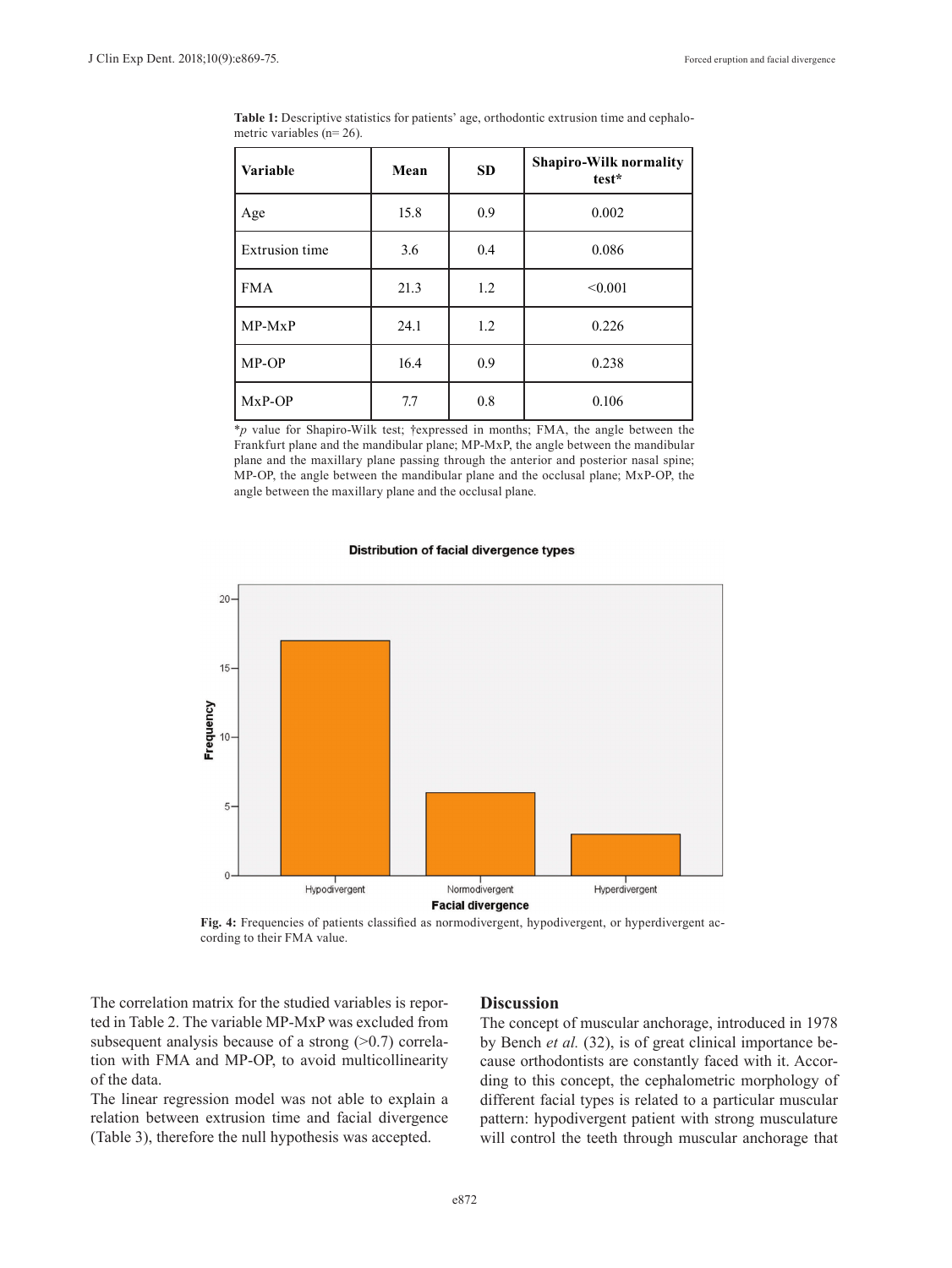**Table 1:** Descriptive statistics for patients' age, orthodontic extrusion time and cephalometric variables (n= 26).

| Variable | Mean | SD | Shapiro-Wilk normality test* |
|---|---|---|---|
| Age | 15.8 | 0.9 | 0.002 |
| Extrusion time | 3.6 | 0.4 | 0.086 |
| FMA | 21.3 | 1.2 | <0.001 |
| MP-MxP | 24.1 | 1.2 | 0.226 |
| MP-OP | 16.4 | 0.9 | 0.238 |
| MxP-OP | 7.7 | 0.8 | 0.106 |

**p* value for Shapiro-Wilk test; †expressed in months; FMA, the angle between the Frankfurt plane and the mandibular plane; MP-MxP, the angle between the mandibular plane and the maxillary plane passing through the anterior and posterior nasal spine; MP-OP, the angle between the mandibular plane and the occlusal plane; MxP-OP, the angle between the maxillary plane and the occlusal plane.

**Fig. 4:** Frequencies of patients classified as normodivergent, hypodivergent, or hyperdivergent according to their FMA value.

The correlation matrix for the studied variables is reported in Table 2. The variable MP-MxP was excluded from subsequent analysis because of a strong (>0.7) correlation with FMA and MP-OP, to avoid multicollinearity of the data.

The linear regression model was not able to explain a relation between extrusion time and facial divergence (Table 3), therefore the null hypothesis was accepted.

## Discussion

The concept of muscular anchorage, introduced in 1978 by Bench *et al.* (32), is of great clinical importance because orthodontists are constantly faced with it. According to this concept, the cephalometric morphology of different facial types is related to a particular muscular pattern: hypodivergent patient with strong musculature will control the teeth through muscular anchorage that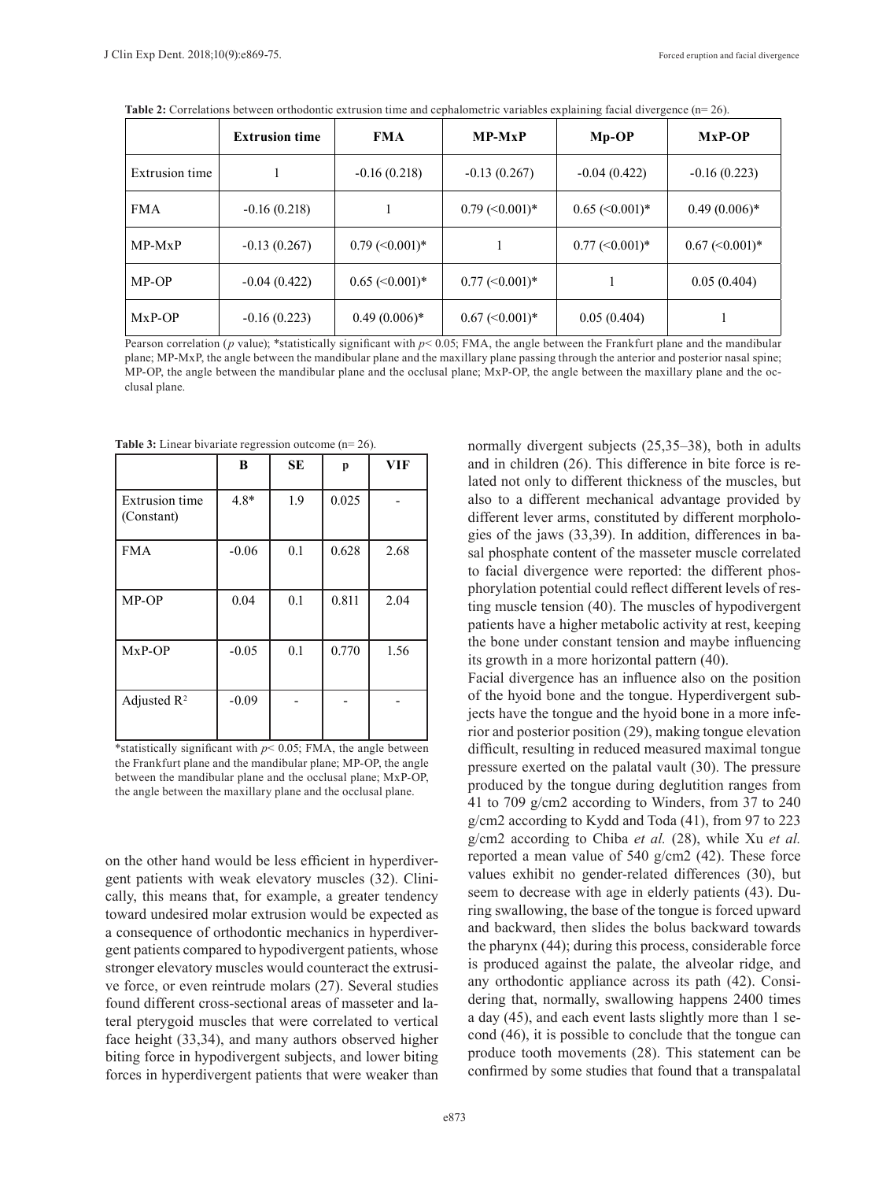**Table 2:** Correlations between orthodontic extrusion time and cephalometric variables explaining facial divergence (n= 26).

| | Extrusion time | FMA | MP-MxP | Mp-OP | MxP-OP |
|---|---|---|---|---|---|
| Extrusion time | 1 | -0.16 (0.218) | -0.13 (0.267) | -0.04 (0.422) | -0.16 (0.223) |
| FMA | -0.16 (0.218) | 1 | 0.79 (<0.001)* | 0.65 (<0.001)* | 0.49 (0.006)* |
| MP-MxP | -0.13 (0.267) | 0.79 (<0.001)* | 1 | 0.77 (<0.001)* | 0.67 (<0.001)* |
| MP-OP | -0.04 (0.422) | 0.65 (<0.001)* | 0.77 (<0.001)* | 1 | 0.05 (0.404) |
| MxP-OP | -0.16 (0.223) | 0.49 (0.006)* | 0.67 (<0.001)* | 0.05 (0.404) | 1 |

Pearson correlation (*p* value); *statistically significant with $p < 0.05$; FMA, the angle between the Frankfurt plane and the mandibular plane; MP-MxP, the angle between the mandibular plane and the maxillary plane passing through the anterior and posterior nasal spine; MP-OP, the angle between the mandibular plane and the occlusal plane; MxP-OP, the angle between the maxillary plane and the occlusal plane.

**Table 3:** Linear bivariate regression outcome (n= 26).

| | B | SE | p | VIF |
|---|---|---|---|---|
| Extrusion time (Constant) | 4.8* | 1.9 | 0.025 | - |
| FMA | -0.06 | 0.1 | 0.628 | 2.68 |
| MP-OP | 0.04 | 0.1 | 0.811 | 2.04 |
| MxP-OP | -0.05 | 0.1 | 0.770 | 1.56 |
| Adjusted $R^2$ | -0.09 | - | - | - |

*statistically significant with $p < 0.05$; FMA, the angle between the Frankfurt plane and the mandibular plane; MP-OP, the angle between the mandibular plane and the occlusal plane; MxP-OP, the angle between the maxillary plane and the occlusal plane.

on the other hand would be less efficient in hyperdivergent patients with weak elevatory muscles (32). Clinically, this means that, for example, a greater tendency toward undesired molar extrusion would be expected as a consequence of orthodontic mechanics in hyperdivergent patients compared to hypodivergent patients, whose stronger elevatory muscles would counteract the extrusive force, or even reintrude molars (27). Several studies found different cross-sectional areas of masseter and lateral pterygoid muscles that were correlated to vertical face height (33,34), and many authors observed higher biting force in hypodivergent subjects, and lower biting forces in hyperdivergent patients that were weaker than normally divergent subjects (25,35–38), both in adults and in children (26). This difference in bite force is related not only to different thickness of the muscles, but also to a different mechanical advantage provided by different lever arms, constituted by different morphologies of the jaws (33,39). In addition, differences in basal phosphate content of the masseter muscle correlated to facial divergence were reported: the different phosphorylation potential could reflect different levels of resting muscle tension (40). The muscles of hypodivergent patients have a higher metabolic activity at rest, keeping the bone under constant tension and maybe influencing its growth in a more horizontal pattern (40).

Facial divergence has an influence also on the position of the hyoid bone and the tongue. Hyperdivergent subjects have the tongue and the hyoid bone in a more inferior and posterior position (29), making tongue elevation difficult, resulting in reduced measured maximal tongue pressure exerted on the palatal vault (30). The pressure produced by the tongue during deglutition ranges from 41 to 709 g/cm2 according to Winders, from 37 to 240 g/cm2 according to Kydd and Toda (41), from 97 to 223 g/cm2 according to Chiba *et al.* (28), while Xu *et al.* reported a mean value of 540 g/cm2 (42). These force values exhibit no gender-related differences (30), but seem to decrease with age in elderly patients (43). During swallowing, the base of the tongue is forced upward and backward, then slides the bolus backward towards the pharynx (44); during this process, considerable force is produced against the palate, the alveolar ridge, and any orthodontic appliance across its path (42). Considering that, normally, swallowing happens 2400 times a day (45), and each event lasts slightly more than 1 second (46), it is possible to conclude that the tongue can produce tooth movements (28). This statement can be confirmed by some studies that found that a transpalatal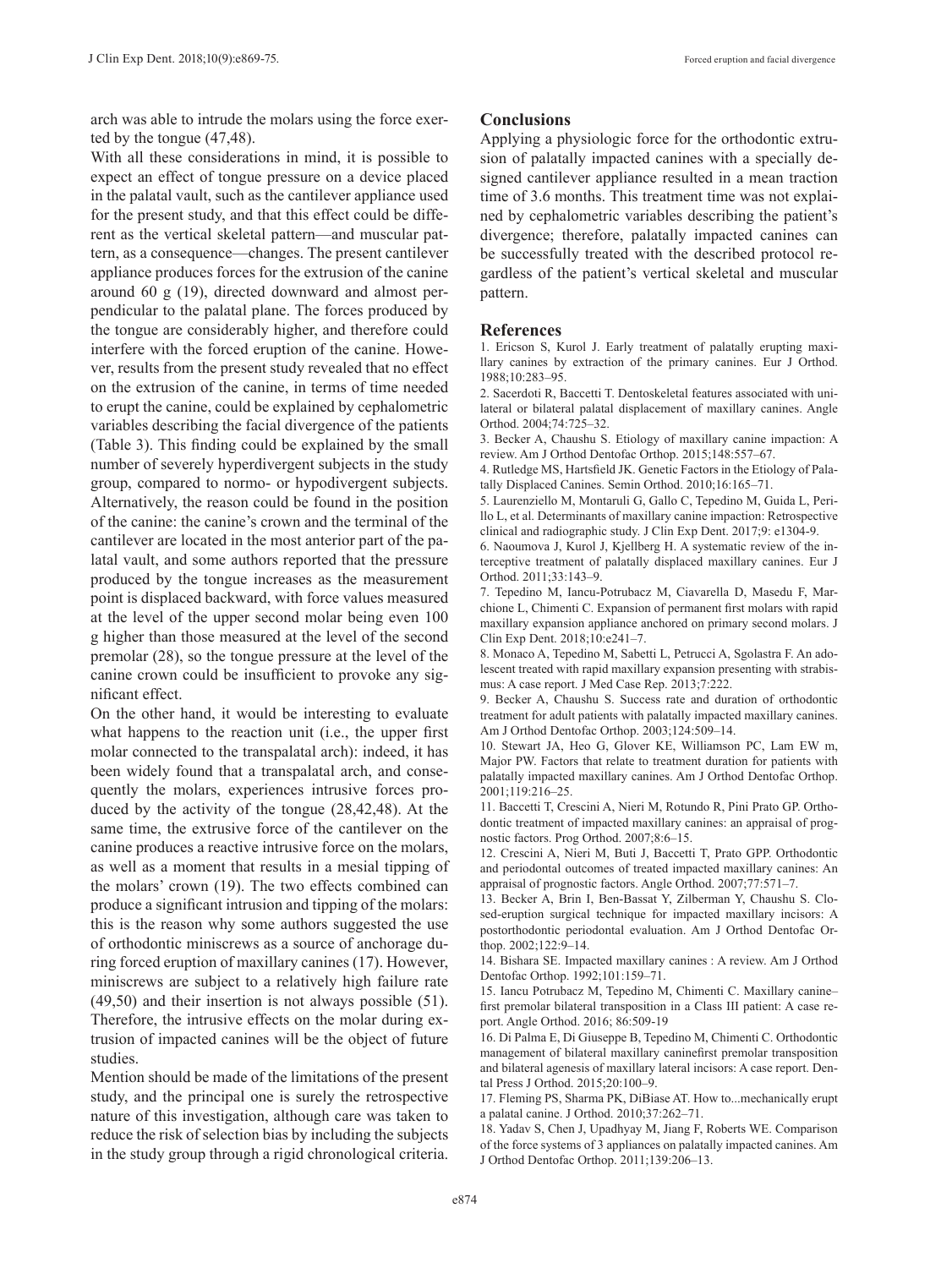arch was able to intrude the molars using the force exerted by the tongue (47,48).

With all these considerations in mind, it is possible to expect an effect of tongue pressure on a device placed in the palatal vault, such as the cantilever appliance used for the present study, and that this effect could be different as the vertical skeletal pattern—and muscular pattern, as a consequence—changes. The present cantilever appliance produces forces for the extrusion of the canine around 60 g (19), directed downward and almost perpendicular to the palatal plane. The forces produced by the tongue are considerably higher, and therefore could interfere with the forced eruption of the canine. However, results from the present study revealed that no effect on the extrusion of the canine, in terms of time needed to erupt the canine, could be explained by cephalometric variables describing the facial divergence of the patients (Table 3). This finding could be explained by the small number of severely hyperdivergent subjects in the study group, compared to normo- or hypodivergent subjects. Alternatively, the reason could be found in the position of the canine: the canine's crown and the terminal of the cantilever are located in the most anterior part of the palatal vault, and some authors reported that the pressure produced by the tongue increases as the measurement point is displaced backward, with force values measured at the level of the upper second molar being even 100 g higher than those measured at the level of the second premolar (28), so the tongue pressure at the level of the canine crown could be insufficient to provoke any significant effect.

On the other hand, it would be interesting to evaluate what happens to the reaction unit (i.e., the upper first molar connected to the transpalatal arch): indeed, it has been widely found that a transpalatal arch, and consequently the molars, experiences intrusive forces produced by the activity of the tongue (28,42,48). At the same time, the extrusive force of the cantilever on the canine produces a reactive intrusive force on the molars, as well as a moment that results in a mesial tipping of the molars' crown (19). The two effects combined can produce a significant intrusion and tipping of the molars: this is the reason why some authors suggested the use of orthodontic miniscrews as a source of anchorage during forced eruption of maxillary canines (17). However, miniscrews are subject to a relatively high failure rate (49,50) and their insertion is not always possible (51). Therefore, the intrusive effects on the molar during extrusion of impacted canines will be the object of future studies.

Mention should be made of the limitations of the present study, and the principal one is surely the retrospective nature of this investigation, although care was taken to reduce the risk of selection bias by including the subjects in the study group through a rigid chronological criteria.

## Conclusions

Applying a physiologic force for the orthodontic extrusion of palatally impacted canines with a specially designed cantilever appliance resulted in a mean traction time of 3.6 months. This treatment time was not explained by cephalometric variables describing the patient's divergence; therefore, palatally impacted canines can be successfully treated with the described protocol regardless of the patient's vertical skeletal and muscular pattern.

## References

1. Ericson S, Kurol J. Early treatment of palatally erupting maxillary canines by extraction of the primary canines. Eur J Orthod. 1988;10:283–95.
2. Sacerdoti R, Baccetti T. Dentoskeletal features associated with unilateral or bilateral palatal displacement of maxillary canines. Angle Orthod. 2004;74:725–32.
3. Becker A, Chaushu S. Etiology of maxillary canine impaction: A review. Am J Orthod Dentofac Orthop. 2015;148:557–67.
4. Rutledge MS, Hartsfield JK. Genetic Factors in the Etiology of Palatally Displaced Canines. Semin Orthod. 2010;16:165–71.
5. Laurenziello M, Montaruli G, Gallo C, Tepedino M, Guida L, Perillo L, et al. Determinants of maxillary canine impaction: Retrospective clinical and radiographic study. J Clin Exp Dent. 2017;9: e1304-9.
6. Naoumova J, Kurol J, Kjellberg H. A systematic review of the interceptive treatment of palatally displaced maxillary canines. Eur J Orthod. 2011;33:143–9.
7. Tepedino M, Iancu-Potrubacz M, Ciavarella D, Masedu F, Marchione L, Chimenti C. Expansion of permanent first molars with rapid maxillary expansion appliance anchored on primary second molars. J Clin Exp Dent. 2018;10:e241–7.
8. Monaco A, Tepedino M, Sabetti L, Petrucci A, Sgolastra F. An adolescent treated with rapid maxillary expansion presenting with strabismus: A case report. J Med Case Rep. 2013;7:222.
9. Becker A, Chaushu S. Success rate and duration of orthodontic treatment for adult patients with palatally impacted maxillary canines. Am J Orthod Dentofac Orthop. 2003;124:509–14.
10. Stewart JA, Heo G, Glover KE, Williamson PC, Lam EW m, Major PW. Factors that relate to treatment duration for patients with palatally impacted maxillary canines. Am J Orthod Dentofac Orthop. 2001;119:216–25.
11. Baccetti T, Crescini A, Nieri M, Rotundo R, Pini Prato GP. Orthodontic treatment of impacted maxillary canines: an appraisal of prognostic factors. Prog Orthod. 2007;8:6–15.
12. Crescini A, Nieri M, Buti J, Baccetti T, Prato GPP. Orthodontic and periodontal outcomes of treated impacted maxillary canines: An appraisal of prognostic factors. Angle Orthod. 2007;77:571–7.
13. Becker A, Brin I, Ben-Bassat Y, Zilberman Y, Chaushu S. Closed-eruption surgical technique for impacted maxillary incisors: A postorthodontic periodontal evaluation. Am J Orthod Dentofac Orthop. 2002;122:9–14.
14. Bishara SE. Impacted maxillary canines : A review. Am J Orthod Dentofac Orthop. 1992;101:159–71.
15. Iancu Potrubacz M, Tepedino M, Chimenti C. Maxillary canine–first premolar bilateral transposition in a Class III patient: A case report. Angle Orthod. 2016; 86:509-19
16. Di Palma E, Di Giuseppe B, Tepedino M, Chimenti C. Orthodontic management of bilateral maxillary caninefirst premolar transposition and bilateral agenesis of maxillary lateral incisors: A case report. Dental Press J Orthod. 2015;20:100–9.
17. Fleming PS, Sharma PK, DiBiase AT. How to...mechanically erupt a palatal canine. J Orthod. 2010;37:262–71.
18. Yadav S, Chen J, Upadhyay M, Jiang F, Roberts WE. Comparison of the force systems of 3 appliances on palatally impacted canines. Am J Orthod Dentofac Orthop. 2011;139:206–13.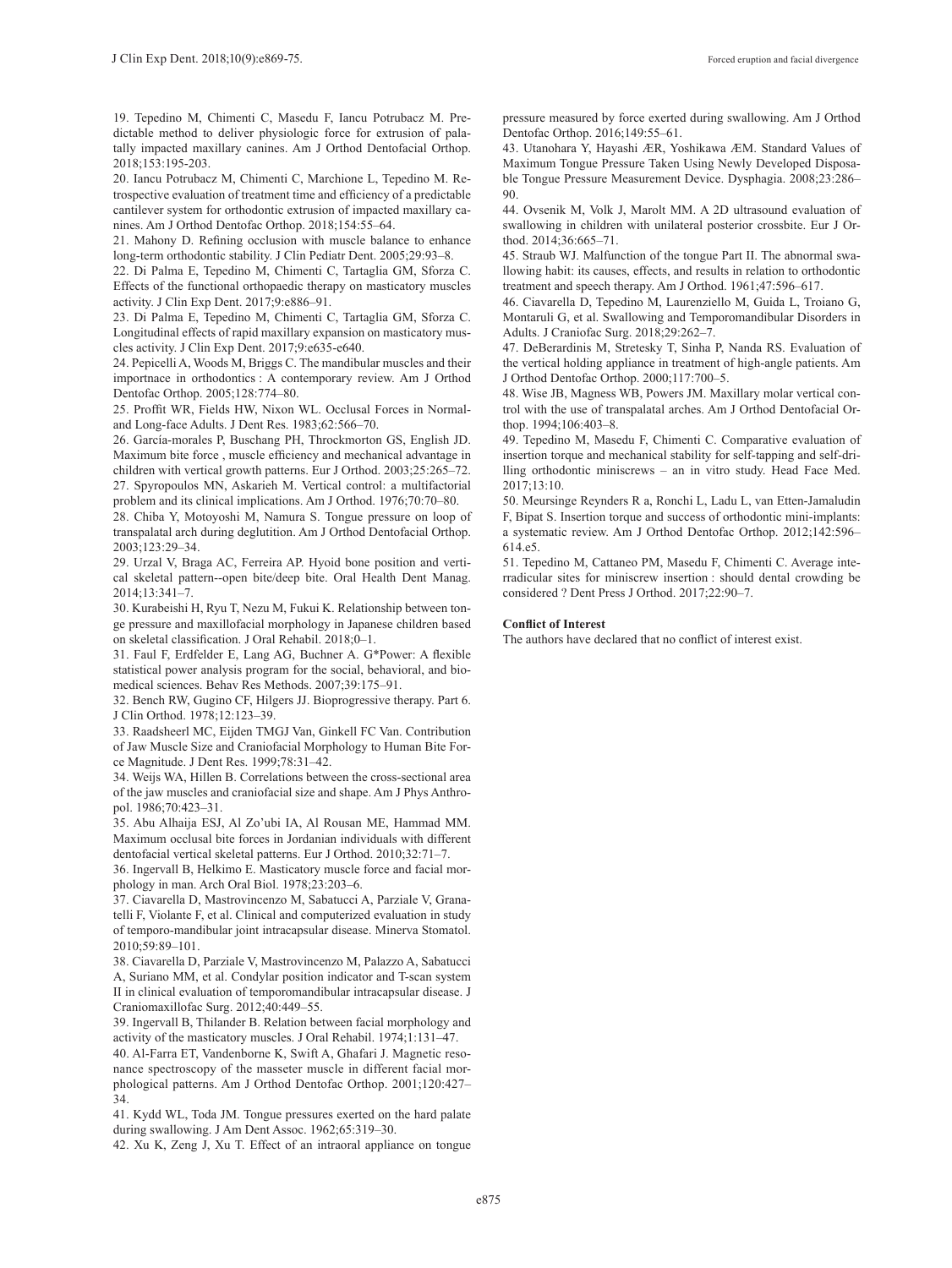19. Tepedino M, Chimenti C, Masedu F, Iancu Potrubacz M. Predictable method to deliver physiologic force for extrusion of palatally impacted maxillary canines. Am J Orthod Dentofacial Orthop. 2018;153:195-203.

20. Iancu Potrubacz M, Chimenti C, Marchione L, Tepedino M. Retrospective evaluation of treatment time and efficiency of a predictable cantilever system for orthodontic extrusion of impacted maxillary canines. Am J Orthod Dentofac Orthop. 2018;154:55–64.

21. Mahony D. Refining occlusion with muscle balance to enhance long-term orthodontic stability. J Clin Pediatr Dent. 2005;29:93–8.

22. Di Palma E, Tepedino M, Chimenti C, Tartaglia GM, Sforza C. Effects of the functional orthopaedic therapy on masticatory muscles activity. J Clin Exp Dent. 2017;9:e886–91.

23. Di Palma E, Tepedino M, Chimenti C, Tartaglia GM, Sforza C. Longitudinal effects of rapid maxillary expansion on masticatory muscles activity. J Clin Exp Dent. 2017;9:e635-e640.

24. Pepicelli A, Woods M, Briggs C. The mandibular muscles and their importnace in orthodontics : A contemporary review. Am J Orthod Dentofac Orthop. 2005;128:774–80.

25. Proffit WR, Fields HW, Nixon WL. Occlusal Forces in Normal- and Long-face Adults. J Dent Res. 1983;62:566–70.

26. García-morales P, Buschang PH, Throckmorton GS, English JD. Maximum bite force , muscle efficiency and mechanical advantage in children with vertical growth patterns. Eur J Orthod. 2003;25:265–72.

27. Spyropoulos MN, Askarieh M. Vertical control: a multifactorial problem and its clinical implications. Am J Orthod. 1976;70:70–80.

28. Chiba Y, Motoyoshi M, Namura S. Tongue pressure on loop of transpalatal arch during deglutition. Am J Orthod Dentofacial Orthop. 2003;123:29–34.

29. Urzal V, Braga AC, Ferreira AP. Hyoid bone position and vertical skeletal pattern--open bite/deep bite. Oral Health Dent Manag. 2014;13:341–7.

30. Kurabeishi H, Ryu T, Nezu M, Fukui K. Relationship between tonge pressure and maxillofacial morphology in Japanese children based on skeletal classification. J Oral Rehabil. 2018;0–1.

31. Faul F, Erdfelder E, Lang AG, Buchner A. G*Power: A flexible statistical power analysis program for the social, behavioral, and biomedical sciences. Behav Res Methods. 2007;39:175–91.

32. Bench RW, Gugino CF, Hilgers JJ. Bioprogressive therapy. Part 6. J Clin Orthod. 1978;12:123–39.

33. Raadsheerl MC, Eijden TMGJ Van, Ginkell FC Van. Contribution of Jaw Muscle Size and Craniofacial Morphology to Human Bite Force Magnitude. J Dent Res. 1999;78:31–42.

34. Weijs WA, Hillen B. Correlations between the cross-sectional area of the jaw muscles and craniofacial size and shape. Am J Phys Anthropol. 1986;70:423–31.

35. Abu Alhaija ESJ, Al Zo'ubi IA, Al Rousan ME, Hammad MM. Maximum occlusal bite forces in Jordanian individuals with different dentofacial vertical skeletal patterns. Eur J Orthod. 2010;32:71–7.

36. Ingervall B, Helkimo E. Masticatory muscle force and facial morphology in man. Arch Oral Biol. 1978;23:203–6.

37. Ciavarella D, Mastrovincenzo M, Sabatucci A, Parziale V, Granatelli F, Violante F, et al. Clinical and computerized evaluation in study of temporo-mandibular joint intracapsular disease. Minerva Stomatol. 2010;59:89–101.

38. Ciavarella D, Parziale V, Mastrovincenzo M, Palazzo A, Sabatucci A, Suriano MM, et al. Condylar position indicator and T-scan system II in clinical evaluation of temporomandibular intracapsular disease. J Craniomaxillofac Surg. 2012;40:449–55.

39. Ingervall B, Thilander B. Relation between facial morphology and activity of the masticatory muscles. J Oral Rehabil. 1974;1:131–47.

40. Al-Farra ET, Vandenborne K, Swift A, Ghafari J. Magnetic resonance spectroscopy of the masseter muscle in different facial morphological patterns. Am J Orthod Dentofac Orthop. 2001;120:427–34.

41. Kydd WL, Toda JM. Tongue pressures exerted on the hard palate during swallowing. J Am Dent Assoc. 1962;65:319–30.

42. Xu K, Zeng J, Xu T. Effect of an intraoral appliance on tongue pressure measured by force exerted during swallowing. Am J Orthod Dentofac Orthop. 2016;149:55–61.

43. Utanohara Y, Hayashi ÆR, Yoshikawa ÆM. Standard Values of Maximum Tongue Pressure Taken Using Newly Developed Disposable Tongue Pressure Measurement Device. Dysphagia. 2008;23:286–90.

44. Ovsenik M, Volk J, Marolt MM. A 2D ultrasound evaluation of swallowing in children with unilateral posterior crossbite. Eur J Orthod. 2014;36:665–71.

45. Straub WJ. Malfunction of the tongue Part II. The abnormal swallowing habit: its causes, effects, and results in relation to orthodontic treatment and speech therapy. Am J Orthod. 1961;47:596–617.

46. Ciavarella D, Tepedino M, Laurenziello M, Guida L, Troiano G, Montaruli G, et al. Swallowing and Temporomandibular Disorders in Adults. J Craniofac Surg. 2018;29:262–7.

47. DeBerardinis M, Stretesky T, Sinha P, Nanda RS. Evaluation of the vertical holding appliance in treatment of high-angle patients. Am J Orthod Dentofac Orthop. 2000;117:700–5.

48. Wise JB, Magness WB, Powers JM. Maxillary molar vertical control with the use of transpalatal arches. Am J Orthod Dentofacial Orthop. 1994;106:403–8.

49. Tepedino M, Masedu F, Chimenti C. Comparative evaluation of insertion torque and mechanical stability for self-tapping and self-drilling orthodontic miniscrews – an in vitro study. Head Face Med. 2017;13:10.

50. Meursinge Reynders R a, Ronchi L, Ladu L, van Etten-Jamaludin F, Bipat S. Insertion torque and success of orthodontic mini-implants: a systematic review. Am J Orthod Dentofac Orthop. 2012;142:596–614.e5.

51. Tepedino M, Cattaneo PM, Masedu F, Chimenti C. Average interradicular sites for miniscrew insertion : should dental crowding be considered ? Dent Press J Orthod. 2017;22:90–7.

#### Conflict of Interest

The authors have declared that no conflict of interest exist.